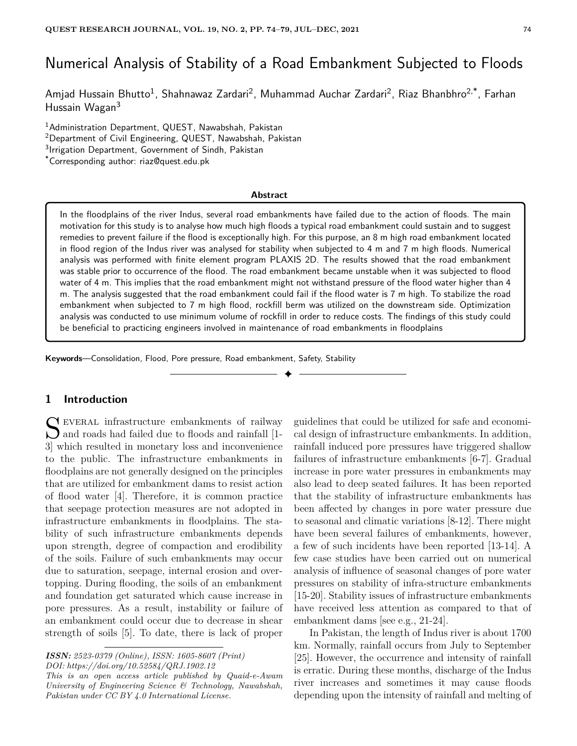# Numerical Analysis of Stability of a Road Embankment Subjected to Floods

Amjad Hussain Bhutto[1], Shahnawaz Zardari[2], Muhammad Auchar Zardari[2], Riaz Bhanbhro[2,*], Farhan Hussain Wagan[3]

[1]Administration Department, QUEST, Nawabshah, Pakistan

[2]Department of Civil Engineering, QUEST, Nawabshah, Pakistan

[3]Irrigation Department, Government of Sindh, Pakistan

[*]Corresponding author: riaz@quest.edu.pk

**Abstract**

In the floodplains of the river Indus, several road embankments have failed due to the action of floods. The main motivation for this study is to analyse how much high floods a typical road embankment could sustain and to suggest remedies to prevent failure if the flood is exceptionally high. For this purpose, an 8 m high road embankment located in flood region of the Indus river was analysed for stability when subjected to 4 m and 7 m high floods. Numerical analysis was performed with finite element program PLAXIS 2D. The results showed that the road embankment was stable prior to occurrence of the flood. The road embankment became unstable when it was subjected to flood water of 4 m. This implies that the road embankment might not withstand pressure of the flood water higher than 4 m. The analysis suggested that the road embankment could fail if the flood water is 7 m high. To stabilize the road embankment when subjected to 7 m high flood, rockfill berm was utilized on the downstream side. Optimization analysis was conducted to use minimum volume of rockfill in order to reduce costs. The findings of this study could be beneficial to practicing engineers involved in maintenance of road embankments in floodplains

**Keywords**—Consolidation, Flood, Pore pressure, Road embankment, Safety, Stability

## 1 Introduction

Several infrastructure embankments of railway and roads had failed due to floods and rainfall [1-3] which resulted in monetary loss and inconvenience to the public. The infrastructure embankments in floodplains are not generally designed on the principles that are utilized for embankment dams to resist action of flood water [4]. Therefore, it is common practice that seepage protection measures are not adopted in infrastructure embankments in floodplains. The stability of such infrastructure embankments depends upon strength, degree of compaction and erodibility of the soils. Failure of such embankments may occur due to saturation, seepage, internal erosion and overtopping. During flooding, the soils of an embankment and foundation get saturated which cause increase in pore pressures. As a result, instability or failure of an embankment could occur due to decrease in shear strength of soils [5]. To date, there is lack of proper guidelines that could be utilized for safe and economical design of infrastructure embankments. In addition, rainfall induced pore pressures have triggered shallow failures of infrastructure embankments [6-7]. Gradual increase in pore water pressures in embankments may also lead to deep seated failures. It has been reported that the stability of infrastructure embankments has been affected by changes in pore water pressure due to seasonal and climatic variations [8-12]. There might have been several failures of embankments, however, a few of such incidents have been reported [13-14]. A few case studies have been carried out on numerical analysis of influence of seasonal changes of pore water pressures on stability of infra-structure embankments [15-20]. Stability issues of infrastructure embankments have received less attention as compared to that of embankment dams [see e.g., 21-24].

In Pakistan, the length of Indus river is about 1700 km. Normally, rainfall occurs from July to September [25]. However, the occurrence and intensity of rainfall is erratic. During these months, discharge of the Indus river increases and sometimes it may cause floods depending upon the intensity of rainfall and melting of

---

*ISSN: 2523-0379 (Online), ISSN: 1605-8607 (Print)*
*DOI: https://doi.org/10.52584/QRJ.1902.12*
*This is an open access article published by Quaid-e-Awam University of Engineering Science & Technology, Nawabshah, Pakistan under CC BY 4.0 International License.*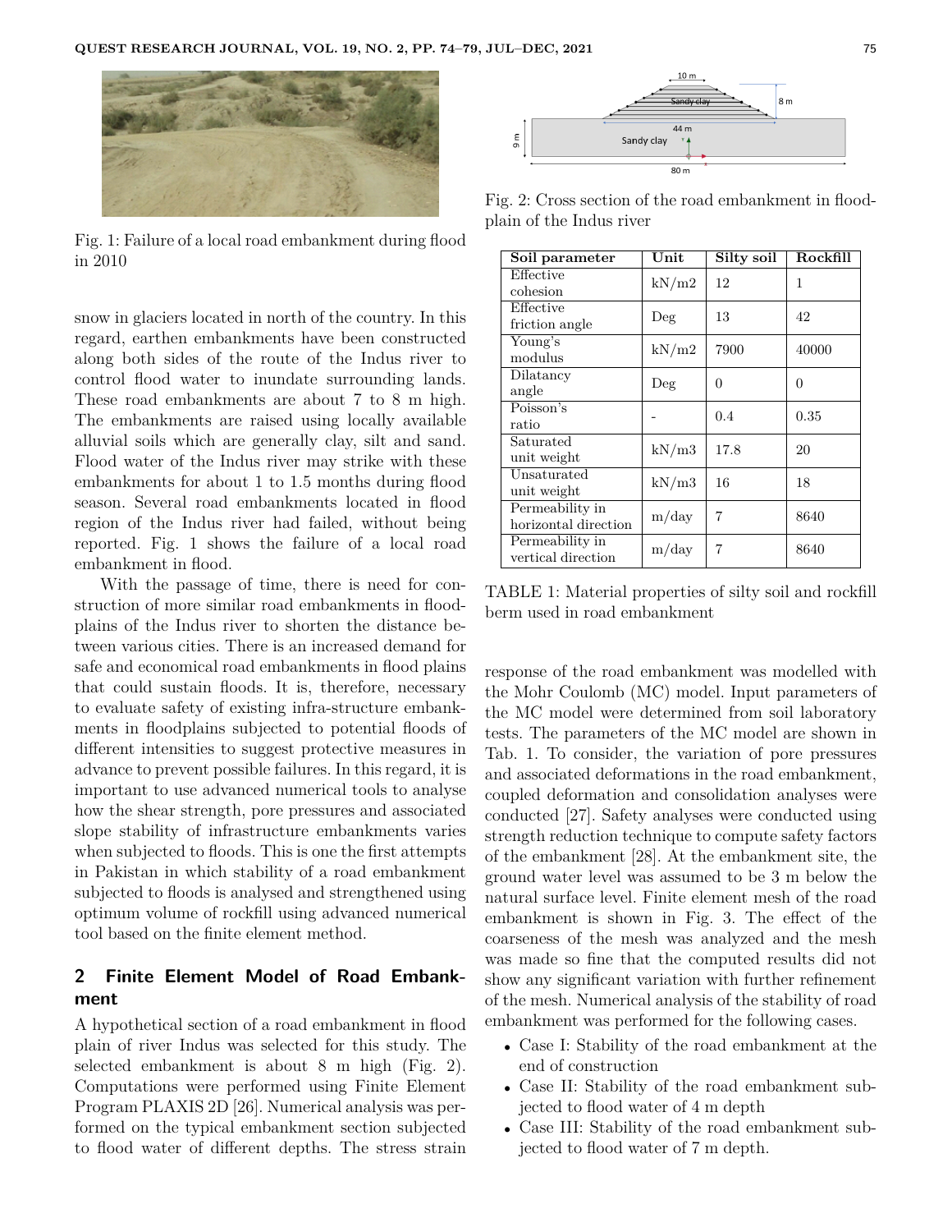Fig. 1: Failure of a local road embankment during flood in 2010

snow in glaciers located in north of the country. In this regard, earthen embankments have been constructed along both sides of the route of the Indus river to control flood water to inundate surrounding lands. These road embankments are about 7 to 8 m high. The embankments are raised using locally available alluvial soils which are generally clay, silt and sand. Flood water of the Indus river may strike with these embankments for about 1 to 1.5 months during flood season. Several road embankments located in flood region of the Indus river had failed, without being reported. Fig. 1 shows the failure of a local road embankment in flood.

With the passage of time, there is need for construction of more similar road embankments in floodplains of the Indus river to shorten the distance between various cities. There is an increased demand for safe and economical road embankments in flood plains that could sustain floods. It is, therefore, necessary to evaluate safety of existing infra-structure embankments in floodplains subjected to potential floods of different intensities to suggest protective measures in advance to prevent possible failures. In this regard, it is important to use advanced numerical tools to analyse how the shear strength, pore pressures and associated slope stability of infrastructure embankments varies when subjected to floods. This is one the first attempts in Pakistan in which stability of a road embankment subjected to floods is analysed and strengthened using optimum volume of rockfill using advanced numerical tool based on the finite element method.

## 2 Finite Element Model of Road Embankment

A hypothetical section of a road embankment in flood plain of river Indus was selected for this study. The selected embankment is about 8 m high (Fig. 2). Computations were performed using Finite Element Program PLAXIS 2D [26]. Numerical analysis was performed on the typical embankment section subjected to flood water of different depths. The stress strain response of the road embankment was modelled with the Mohr Coulomb (MC) model. Input parameters of the MC model were determined from soil laboratory tests. The parameters of the MC model are shown in Tab. 1. To consider, the variation of pore pressures and associated deformations in the road embankment, coupled deformation and consolidation analyses were conducted [27]. Safety analyses were conducted using strength reduction technique to compute safety factors of the embankment [28]. At the embankment site, the ground water level was assumed to be 3 m below the natural surface level. Finite element mesh of the road embankment is shown in Fig. 3. The effect of the coarseness of the mesh was analyzed and the mesh was made so fine that the computed results did not show any significant variation with further refinement of the mesh. Numerical analysis of the stability of road embankment was performed for the following cases.

- Case I: Stability of the road embankment at the end of construction
- Case II: Stability of the road embankment subjected to flood water of 4 m depth
- Case III: Stability of the road embankment subjected to flood water of 7 m depth.

Fig. 2: Cross section of the road embankment in floodplain of the Indus river

| Soil parameter | Unit | Silty soil | Rockfill |
|---|---|---|---|
| Effective cohesion | kN/m2 | 12 | 1 |
| Effective friction angle | Deg | 13 | 42 |
| Young's modulus | kN/m2 | 7900 | 40000 |
| Dilatancy angle | Deg | 0 | 0 |
| Poisson's ratio | - | 0.4 | 0.35 |
| Saturated unit weight | kN/m3 | 17.8 | 20 |
| Unsaturated unit weight | kN/m3 | 16 | 18 |
| Permeability in horizontal direction | m/day | 7 | 8640 |
| Permeability in vertical direction | m/day | 7 | 8640 |

TABLE 1: Material properties of silty soil and rockfill berm used in road embankment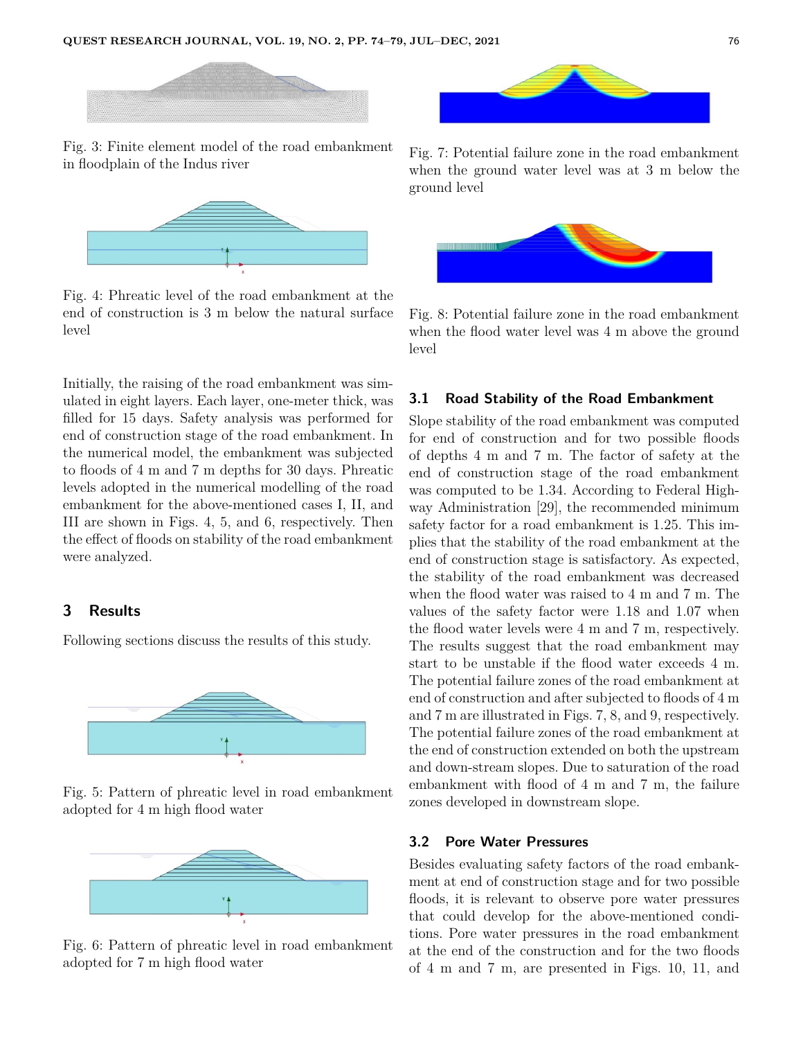Fig. 3: Finite element model of the road embankment in floodplain of the Indus river

Fig. 4: Phreatic level of the road embankment at the end of construction is 3 m below the natural surface level

Initially, the raising of the road embankment was simulated in eight layers. Each layer, one-meter thick, was filled for 15 days. Safety analysis was performed for end of construction stage of the road embankment. In the numerical model, the embankment was subjected to floods of 4 m and 7 m depths for 30 days. Phreatic levels adopted in the numerical modelling of the road embankment for the above-mentioned cases I, II, and III are shown in Figs. 4, 5, and 6, respectively. Then the effect of floods on stability of the road embankment were analyzed.

## 3 Results

Following sections discuss the results of this study.

Fig. 5: Pattern of phreatic level in road embankment adopted for 4 m high flood water

Fig. 6: Pattern of phreatic level in road embankment adopted for 7 m high flood water

Fig. 7: Potential failure zone in the road embankment when the ground water level was at 3 m below the ground level

Fig. 8: Potential failure zone in the road embankment when the flood water level was 4 m above the ground level

### 3.1 Road Stability of the Road Embankment

Slope stability of the road embankment was computed for end of construction and for two possible floods of depths 4 m and 7 m. The factor of safety at the end of construction stage of the road embankment was computed to be 1.34. According to Federal Highway Administration [29], the recommended minimum safety factor for a road embankment is 1.25. This implies that the stability of the road embankment at the end of construction stage is satisfactory. As expected, the stability of the road embankment was decreased when the flood water was raised to 4 m and 7 m. The values of the safety factor were 1.18 and 1.07 when the flood water levels were 4 m and 7 m, respectively. The results suggest that the road embankment may start to be unstable if the flood water exceeds 4 m. The potential failure zones of the road embankment at end of construction and after subjected to floods of 4 m and 7 m are illustrated in Figs. 7, 8, and 9, respectively. The potential failure zones of the road embankment at the end of construction extended on both the upstream and down-stream slopes. Due to saturation of the road embankment with flood of 4 m and 7 m, the failure zones developed in downstream slope.

### 3.2 Pore Water Pressures

Besides evaluating safety factors of the road embankment at end of construction stage and for two possible floods, it is relevant to observe pore water pressures that could develop for the above-mentioned conditions. Pore water pressures in the road embankment at the end of the construction and for the two floods of 4 m and 7 m, are presented in Figs. 10, 11, and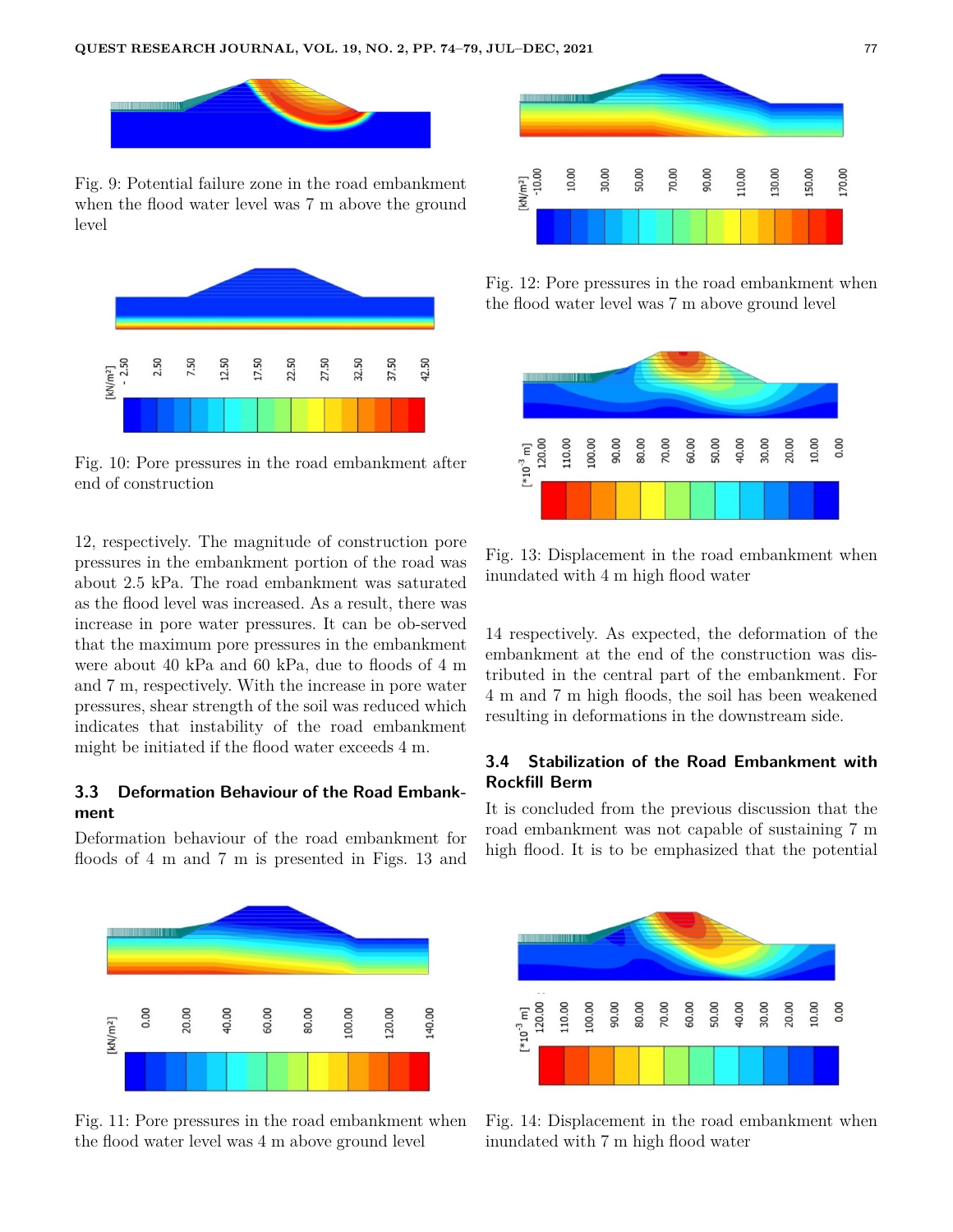Fig. 9: Potential failure zone in the road embankment when the flood water level was 7 m above the ground level

Fig. 10: Pore pressures in the road embankment after end of construction

12, respectively. The magnitude of construction pore pressures in the embankment portion of the road was about 2.5 kPa. The road embankment was saturated as the flood level was increased. As a result, there was increase in pore water pressures. It can be ob-served that the maximum pore pressures in the embankment were about 40 kPa and 60 kPa, due to floods of 4 m and 7 m, respectively. With the increase in pore water pressures, shear strength of the soil was reduced which indicates that instability of the road embankment might be initiated if the flood water exceeds 4 m.

### 3.3 Deformation Behaviour of the Road Embankment

Deformation behaviour of the road embankment for floods of 4 m and 7 m is presented in Figs. 13 and 14 respectively. As expected, the deformation of the embankment at the end of the construction was distributed in the central part of the embankment. For 4 m and 7 m high floods, the soil has been weakened resulting in deformations in the downstream side.

Fig. 12: Pore pressures in the road embankment when the flood water level was 7 m above ground level

Fig. 13: Displacement in the road embankment when inundated with 4 m high flood water

### 3.4 Stabilization of the Road Embankment with Rockfill Berm

It is concluded from the previous discussion that the road embankment was not capable of sustaining 7 m high flood. It is to be emphasized that the potential

Fig. 11: Pore pressures in the road embankment when the flood water level was 4 m above ground level

Fig. 14: Displacement in the road embankment when inundated with 7 m high flood water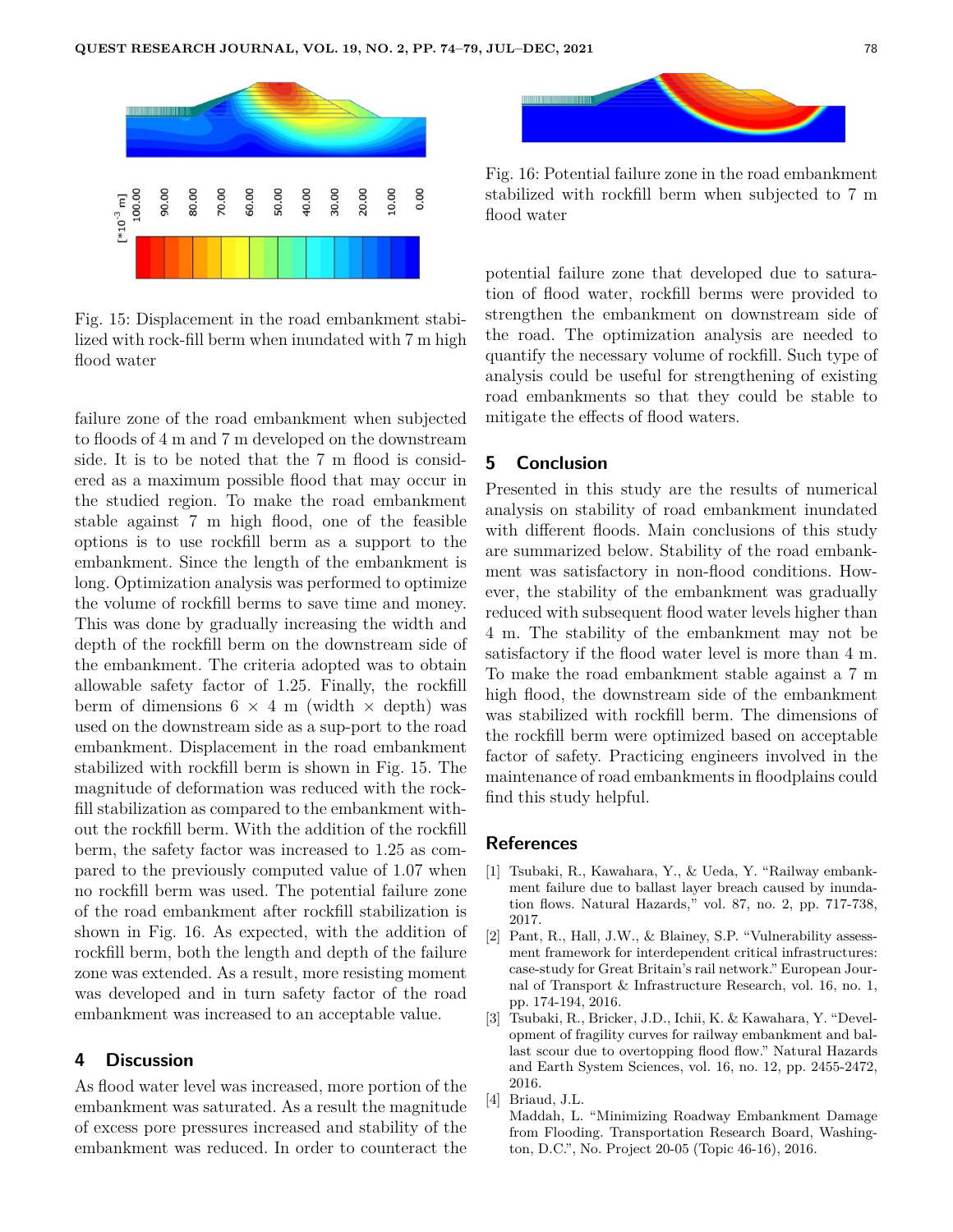Fig. 15: Displacement in the road embankment stabilized with rock-fill berm when inundated with 7 m high flood water

failure zone of the road embankment when subjected to floods of 4 m and 7 m developed on the downstream side. It is to be noted that the 7 m flood is considered as a maximum possible flood that may occur in the studied region. To make the road embankment stable against 7 m high flood, one of the feasible options is to use rockfill berm as a support to the embankment. Since the length of the embankment is long. Optimization analysis was performed to optimize the volume of rockfill berms to save time and money. This was done by gradually increasing the width and depth of the rockfill berm on the downstream side of the embankment. The criteria adopted was to obtain allowable safety factor of 1.25. Finally, the rockfill berm of dimensions 6 × 4 m (width × depth) was used on the downstream side as a sup-port to the road embankment. Displacement in the road embankment stabilized with rockfill berm is shown in Fig. 15. The magnitude of deformation was reduced with the rockfill stabilization as compared to the embankment without the rockfill berm. With the addition of the rockfill berm, the safety factor was increased to 1.25 as compared to the previously computed value of 1.07 when no rockfill berm was used. The potential failure zone of the road embankment after rockfill stabilization is shown in Fig. 16. As expected, with the addition of rockfill berm, both the length and depth of the failure zone was extended. As a result, more resisting moment was developed and in turn safety factor of the road embankment was increased to an acceptable value.

## 4 Discussion

As flood water level was increased, more portion of the embankment was saturated. As a result the magnitude of excess pore pressures increased and stability of the embankment was reduced. In order to counteract the potential failure zone that developed due to saturation of flood water, rockfill berms were provided to strengthen the embankment on downstream side of the road. The optimization analysis are needed to quantify the necessary volume of rockfill. Such type of analysis could be useful for strengthening of existing road embankments so that they could be stable to mitigate the effects of flood waters.

Fig. 16: Potential failure zone in the road embankment stabilized with rockfill berm when subjected to 7 m flood water

## 5 Conclusion

Presented in this study are the results of numerical analysis on stability of road embankment inundated with different floods. Main conclusions of this study are summarized below. Stability of the road embankment was satisfactory in non-flood conditions. However, the stability of the embankment was gradually reduced with subsequent flood water levels higher than 4 m. The stability of the embankment may not be satisfactory if the flood water level is more than 4 m. To make the road embankment stable against a 7 m high flood, the downstream side of the embankment was stabilized with rockfill berm. The dimensions of the rockfill berm were optimized based on acceptable factor of safety. Practicing engineers involved in the maintenance of road embankments in floodplains could find this study helpful.

## References

[1] Tsubaki, R., Kawahara, Y., & Ueda, Y. "Railway embankment failure due to ballast layer breach caused by inundation flows. Natural Hazards," vol. 87, no. 2, pp. 717-738, 2017.

[2] Pant, R., Hall, J.W., & Blainey, S.P. "Vulnerability assessment framework for interdependent critical infrastructures: case-study for Great Britain's rail network." European Journal of Transport & Infrastructure Research, vol. 16, no. 1, pp. 174-194, 2016.

[3] Tsubaki, R., Bricker, J.D., Ichii, K. & Kawahara, Y. "Development of fragility curves for railway embankment and ballast scour due to overtopping flood flow." Natural Hazards and Earth System Sciences, vol. 16, no. 12, pp. 2455-2472, 2016.

[4] Briaud, J.L.
Maddah, L. "Minimizing Roadway Embankment Damage from Flooding. Transportation Research Board, Washington, D.C.", No. Project 20-05 (Topic 46-16), 2016.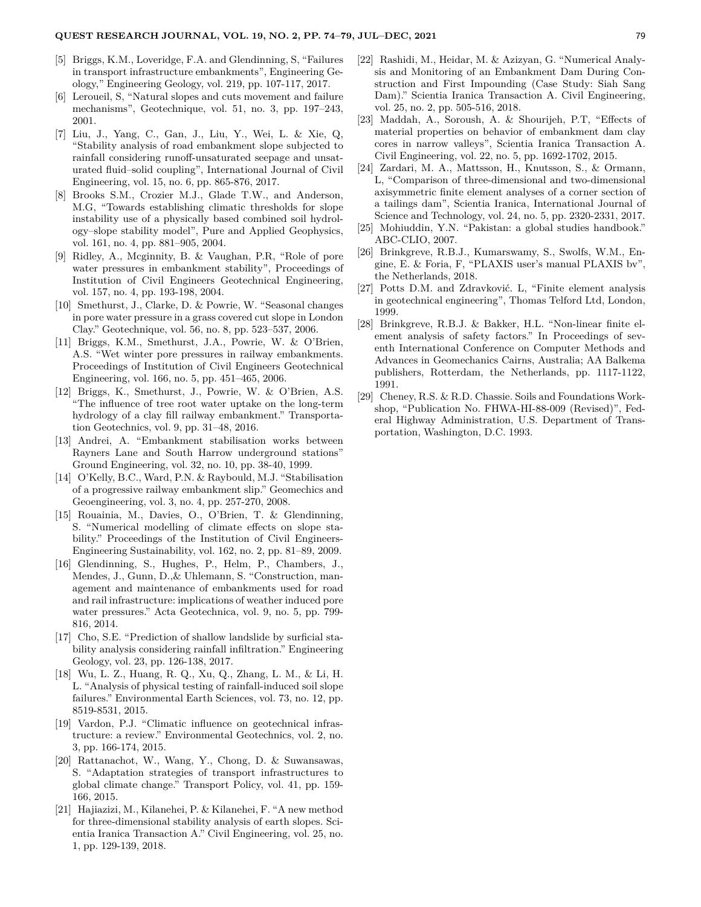[5] Briggs, K.M., Loveridge, F.A. and Glendinning, S, "Failures in transport infrastructure embankments", Engineering Geology," Engineering Geology, vol. 219, pp. 107-117, 2017.

[6] Leroueil, S, "Natural slopes and cuts movement and failure mechanisms", Geotechnique, vol. 51, no. 3, pp. 197–243, 2001.

[7] Liu, J., Yang, C., Gan, J., Liu, Y., Wei, L. & Xie, Q, "Stability analysis of road embankment slope subjected to rainfall considering runoff-unsaturated seepage and unsaturated fluid–solid coupling", International Journal of Civil Engineering, vol. 15, no. 6, pp. 865-876, 2017.

[8] Brooks S.M., Crozier M.J., Glade T.W., and Anderson, M.G, "Towards establishing climatic thresholds for slope instability use of a physically based combined soil hydrology–slope stability model", Pure and Applied Geophysics, vol. 161, no. 4, pp. 881–905, 2004.

[9] Ridley, A., Mcginnity, B. & Vaughan, P.R, "Role of pore water pressures in embankment stability", Proceedings of Institution of Civil Engineers Geotechnical Engineering, vol. 157, no. 4, pp. 193-198, 2004.

[10] Smethurst, J., Clarke, D. & Powrie, W. "Seasonal changes in pore water pressure in a grass covered cut slope in London Clay." Geotechnique, vol. 56, no. 8, pp. 523–537, 2006.

[11] Briggs, K.M., Smethurst, J.A., Powrie, W. & O'Brien, A.S. "Wet winter pore pressures in railway embankments. Proceedings of Institution of Civil Engineers Geotechnical Engineering, vol. 166, no. 5, pp. 451–465, 2006.

[12] Briggs, K., Smethurst, J., Powrie, W. & O'Brien, A.S. "The influence of tree root water uptake on the long-term hydrology of a clay fill railway embankment." Transportation Geotechnics, vol. 9, pp. 31–48, 2016.

[13] Andrei, A. "Embankment stabilisation works between Rayners Lane and South Harrow underground stations" Ground Engineering, vol. 32, no. 10, pp. 38-40, 1999.

[14] O'Kelly, B.C., Ward, P.N. & Raybould, M.J. "Stabilisation of a progressive railway embankment slip." Geomechics and Geoengineering, vol. 3, no. 4, pp. 257-270, 2008.

[15] Rouainia, M., Davies, O., O'Brien, T. & Glendinning, S. "Numerical modelling of climate effects on slope stability." Proceedings of the Institution of Civil Engineers-Engineering Sustainability, vol. 162, no. 2, pp. 81–89, 2009.

[16] Glendinning, S., Hughes, P., Helm, P., Chambers, J., Mendes, J., Gunn, D.,& Uhlemann, S. "Construction, management and maintenance of embankments used for road and rail infrastructure: implications of weather induced pore water pressures." Acta Geotechnica, vol. 9, no. 5, pp. 799-816, 2014.

[17] Cho, S.E. "Prediction of shallow landslide by surficial stability analysis considering rainfall infiltration." Engineering Geology, vol. 23, pp. 126-138, 2017.

[18] Wu, L. Z., Huang, R. Q., Xu, Q., Zhang, L. M., & Li, H. L. "Analysis of physical testing of rainfall-induced soil slope failures." Environmental Earth Sciences, vol. 73, no. 12, pp. 8519-8531, 2015.

[19] Vardon, P.J. "Climatic influence on geotechnical infrastructure: a review." Environmental Geotechnics, vol. 2, no. 3, pp. 166-174, 2015.

[20] Rattanachot, W., Wang, Y., Chong, D. & Suwansawas, S. "Adaptation strategies of transport infrastructures to global climate change." Transport Policy, vol. 41, pp. 159-166, 2015.

[21] Hajiazizi, M., Kilanehei, P. & Kilanehei, F. "A new method for three-dimensional stability analysis of earth slopes. Scientia Iranica Transaction A." Civil Engineering, vol. 25, no. 1, pp. 129-139, 2018.

[22] Rashidi, M., Heidar, M. & Azizyan, G. "Numerical Analysis and Monitoring of an Embankment Dam During Construction and First Impounding (Case Study: Siah Sang Dam)." Scientia Iranica Transaction A. Civil Engineering, vol. 25, no. 2, pp. 505-516, 2018.

[23] Maddah, A., Soroush, A. & Shourijeh, P.T, "Effects of material properties on behavior of embankment dam clay cores in narrow valleys", Scientia Iranica Transaction A. Civil Engineering, vol. 22, no. 5, pp. 1692-1702, 2015.

[24] Zardari, M. A., Mattsson, H., Knutsson, S., & Ormann, L, "Comparison of three-dimensional and two-dimensional axisymmetric finite element analyses of a corner section of a tailings dam", Scientia Iranica, International Journal of Science and Technology, vol. 24, no. 5, pp. 2320-2331, 2017.

[25] Mohiuddin, Y.N. "Pakistan: a global studies handbook." ABC-CLIO, 2007.

[26] Brinkgreve, R.B.J., Kumarswamy, S., Swolfs, W.M., Engine, E. & Foria, F, "PLAXIS user's manual PLAXIS bv", the Netherlands, 2018.

[27] Potts D.M. and Zdravković. L, "Finite element analysis in geotechnical engineering", Thomas Telford Ltd, London, 1999.

[28] Brinkgreve, R.B.J. & Bakker, H.L. "Non-linear finite element analysis of safety factors." In Proceedings of seventh International Conference on Computer Methods and Advances in Geomechanics Cairns, Australia; AA Balkema publishers, Rotterdam, the Netherlands, pp. 1117-1122, 1991.

[29] Cheney, R.S. & R.D. Chassie. Soils and Foundations Workshop, "Publication No. FHWA-HI-88-009 (Revised)", Federal Highway Administration, U.S. Department of Transportation, Washington, D.C. 1993.